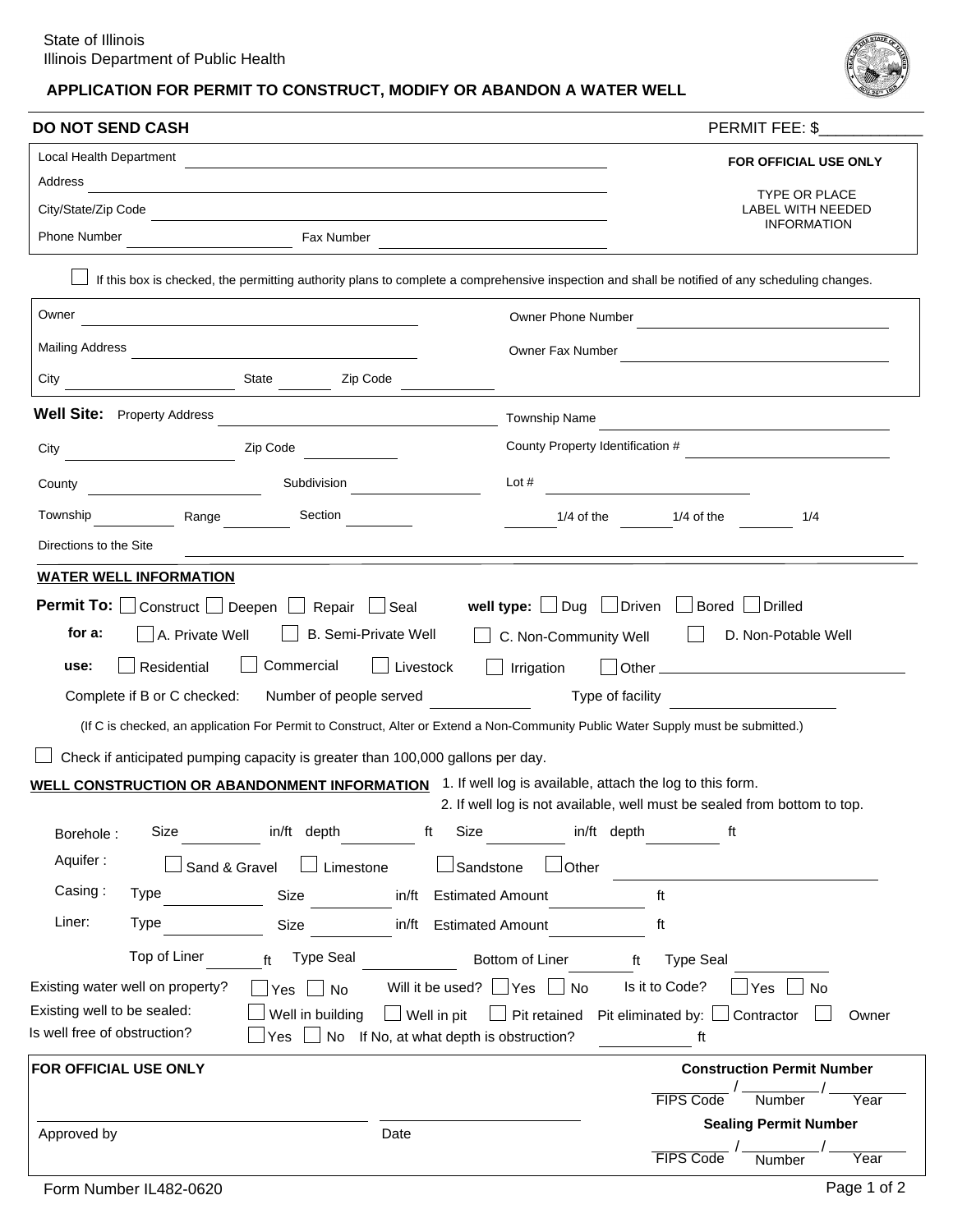State of Illinois
Illinois Department of Public Health

# APPLICATION FOR PERMIT TO CONSTRUCT, MODIFY OR ABANDON A WATER WELL

**DO NOT SEND CASH** PERMIT FEE: $___________

Local Health Department ______________________________

Address ______________________________

City/State/Zip Code ______________________________

Phone Number ______________ Fax Number ______________

**FOR OFFICIAL USE ONLY**

TYPE OR PLACE LABEL WITH NEEDED INFORMATION

☐ If this box is checked, the permitting authority plans to complete a comprehensive inspection and shall be notified of any scheduling changes.

Owner ______________________ Owner Phone Number ______________________

Mailing Address ______________________ Owner Fax Number ______________________

City ______________ State ________ Zip Code ____________

**Well Site:** Property Address ______________________ Township Name ______________________

City ______________ Zip Code ____________ County Property Identification # ______________________

County ______________ Subdivision ______________ Lot # ______________

Township __________ Range __________ Section __________ ______ 1/4 of the ______ 1/4 of the ______ 1/4

Directions to the Site ______________________________

## WATER WELL INFORMATION

**Permit To:** ☐ Construct ☐ Deepen ☐ Repair ☐ Seal **well type:** ☐ Dug ☐ Driven ☐ Bored ☐ Drilled

**for a:** ☐ A. Private Well ☐ B. Semi-Private Well ☐ C. Non-Community Well ☐ D. Non-Potable Well

**use:** ☐ Residential ☐ Commercial ☐ Livestock ☐ Irrigation ☐ Other ______________

Complete if B or C checked: Number of people served ____________ Type of facility ____________

(If C is checked, an application For Permit to Construct, Alter or Extend a Non-Community Public Water Supply must be submitted.)

☐ Check if anticipated pumping capacity is greater than 100,000 gallons per day.

## WELL CONSTRUCTION OR ABANDONMENT INFORMATION

1. If well log is available, attach the log to this form.
2. If well log is not available, well must be sealed from bottom to top.

Borehole : Size ________ in/ft depth ________ ft Size ________ in/ft depth ________ ft

Aquifer : ☐ Sand & Gravel ☐ Limestone ☐ Sandstone ☐ Other ______________

Casing : Type ________ Size ________ in/ft Estimated Amount ________ ft

Liner: Type ________ Size ________ in/ft Estimated Amount ________ ft

Top of Liner ______ ft Type Seal ________ Bottom of Liner ______ ft Type Seal ________

Existing water well on property? ☐ Yes ☐ No Will it be used? ☐ Yes ☐ No Is it to Code? ☐ Yes ☐ No

Existing well to be sealed: ☐ Well in building ☐ Well in pit ☐ Pit retained Pit eliminated by: ☐ Contractor ☐ Owner

Is well free of obstruction? ☐ Yes ☐ No If No, at what depth is obstruction? ________ ft

**FOR OFFICIAL USE ONLY**

Approved by ______________________ Date ______________

**Construction Permit Number**

________ / ________ / ________
FIPS Code / Number / Year

**Sealing Permit Number**

________ / ________ / ________
FIPS Code / Number / Year

Form Number IL482-0620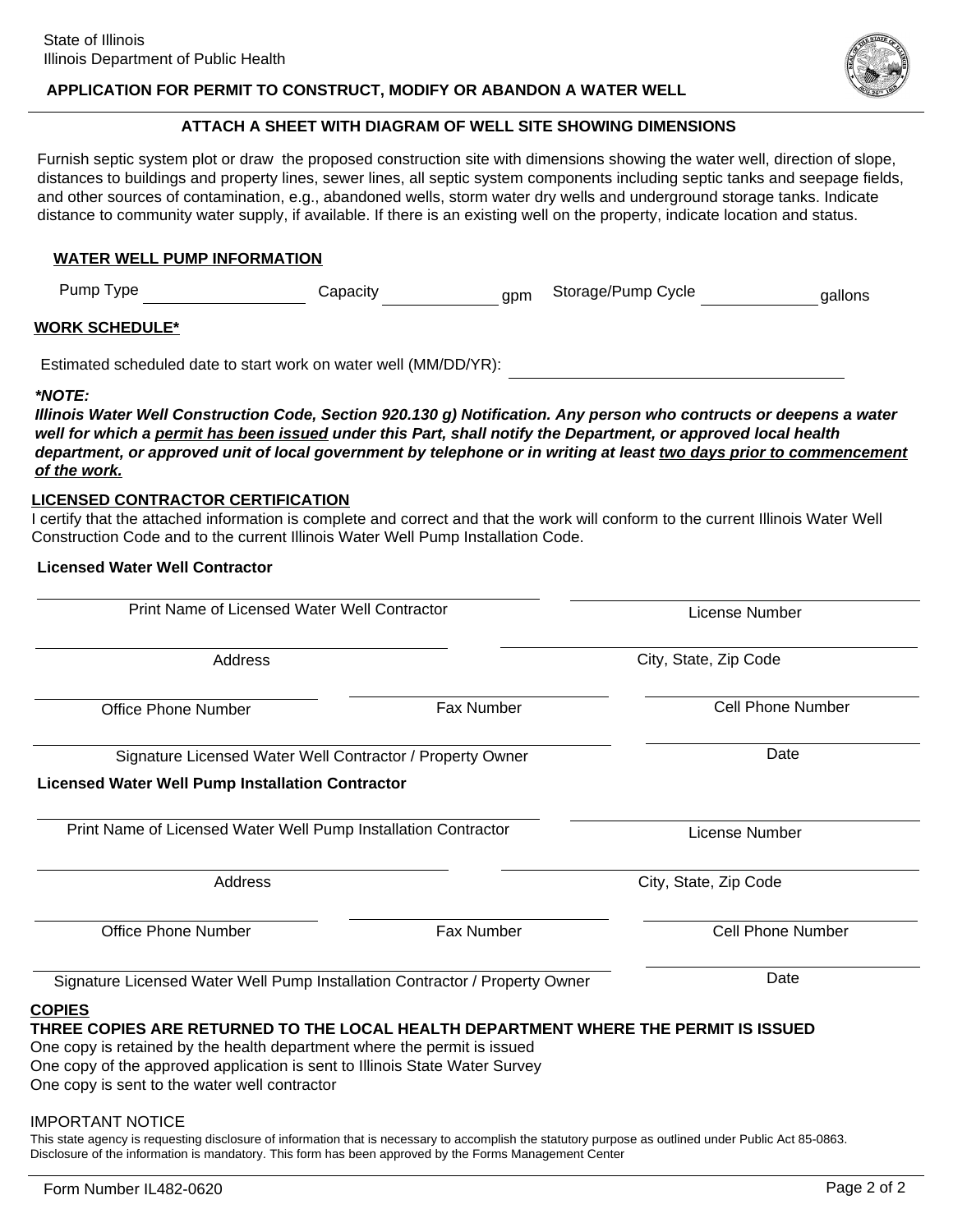State of Illinois
Illinois Department of Public Health

## APPLICATION FOR PERMIT TO CONSTRUCT, MODIFY OR ABANDON A WATER WELL

### ATTACH A SHEET WITH DIAGRAM OF WELL SITE SHOWING DIMENSIONS

Furnish septic system plot or draw the proposed construction site with dimensions showing the water well, direction of slope, distances to buildings and property lines, sewer lines, all septic system components including septic tanks and seepage fields, and other sources of contamination, e.g., abandoned wells, storm water dry wells and underground storage tanks. Indicate distance to community water supply, if available. If there is an existing well on the property, indicate location and status.

**WATER WELL PUMP INFORMATION**

Pump Type ____________ Capacity __________ gpm Storage/Pump Cycle __________ gallons

**WORK SCHEDULE***

Estimated scheduled date to start work on water well (MM/DD/YR): ____________________

***NOTE:***
***Illinois Water Well Construction Code, Section 920.130 g) Notification. Any person who contructs or deepens a water well for which a permit has been issued under this Part, shall notify the Department, or approved local health department, or approved unit of local government by telephone or in writing at least two days prior to commencement of the work.***

**LICENSED CONTRACTOR CERTIFICATION**
I certify that the attached information is complete and correct and that the work will conform to the current Illinois Water Well Construction Code and to the current Illinois Water Well Pump Installation Code.

**Licensed Water Well Contractor**

Print Name of Licensed Water Well Contractor ____________________ License Number ____________________

Address ____________________ City, State, Zip Code ____________________

Office Phone Number ____________ Fax Number ____________ Cell Phone Number ____________

Signature Licensed Water Well Contractor / Property Owner ____________________ Date ____________

**Licensed Water Well Pump Installation Contractor**

Print Name of Licensed Water Well Pump Installation Contractor ____________________ License Number ____________________

Address ____________________ City, State, Zip Code ____________________

Office Phone Number ____________ Fax Number ____________ Cell Phone Number ____________

Signature Licensed Water Well Pump Installation Contractor / Property Owner ____________________ Date ____________

**COPIES**
**THREE COPIES ARE RETURNED TO THE LOCAL HEALTH DEPARTMENT WHERE THE PERMIT IS ISSUED**
One copy is retained by the health department where the permit is issued
One copy of the approved application is sent to Illinois State Water Survey
One copy is sent to the water well contractor

IMPORTANT NOTICE
This state agency is requesting disclosure of information that is necessary to accomplish the statutory purpose as outlined under Public Act 85-0863. Disclosure of the information is mandatory. This form has been approved by the Forms Management Center

Form Number IL482-0620